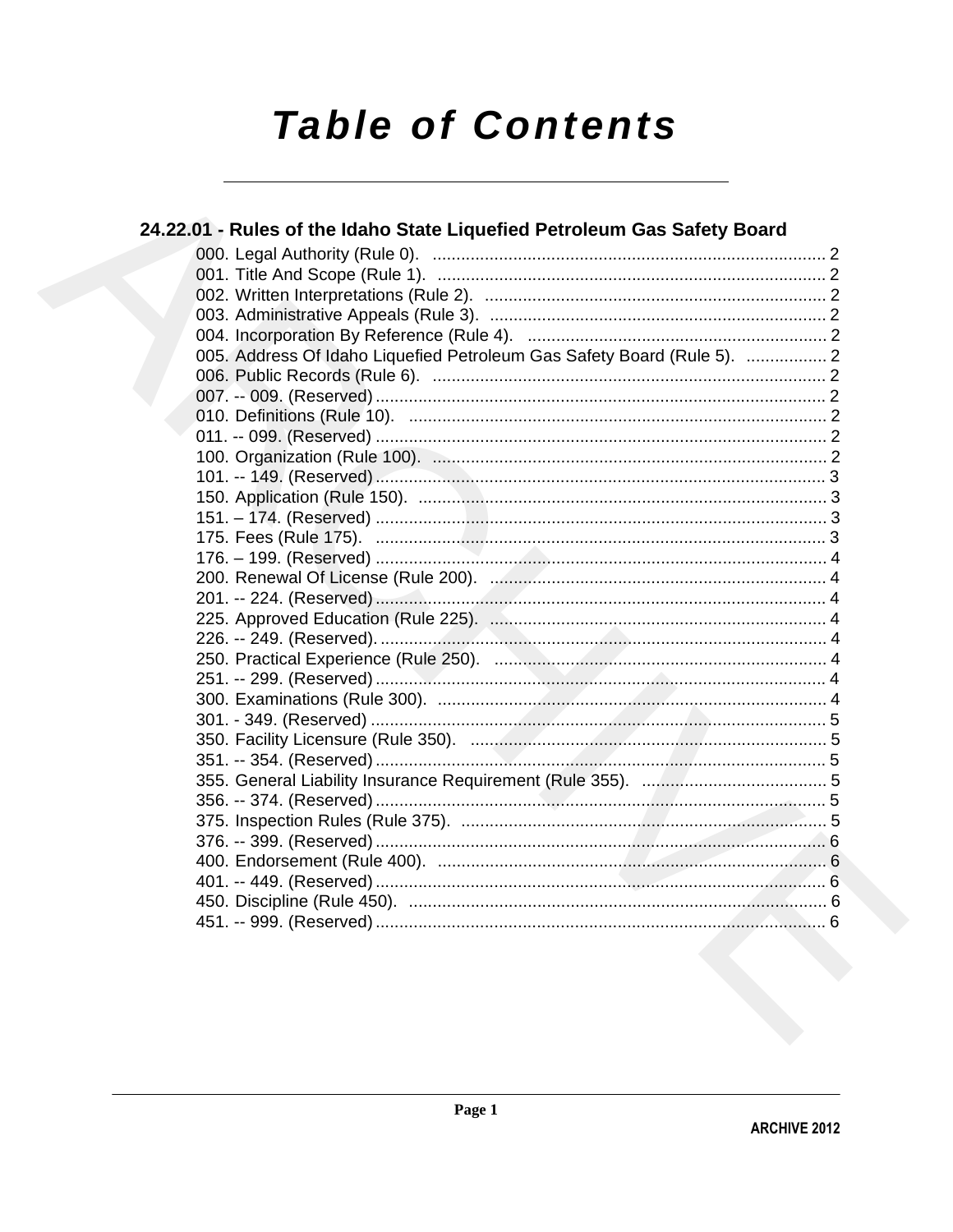# Table of Contents

## 24.22.01 - Rules of the Idaho State Liquefied Petroleum Gas Safety Board

000. Legal Authority (Rule 0). ........................................................................ 2
001. Title And Scope (Rule 1). ........................................................................ 2
002. Written Interpretations (Rule 2). ........................................................................ 2
003. Administrative Appeals (Rule 3). ........................................................................ 2
004. Incorporation By Reference (Rule 4). ........................................................................ 2
005. Address Of Idaho Liquefied Petroleum Gas Safety Board (Rule 5). ................. 2
006. Public Records (Rule 6). ........................................................................ 2
007. -- 009. (Reserved) ........................................................................ 2
010. Definitions (Rule 10). ........................................................................ 2
011. -- 099. (Reserved) ........................................................................ 2
100. Organization (Rule 100). ........................................................................ 2
101. -- 149. (Reserved) ........................................................................ 3
150. Application (Rule 150). ........................................................................ 3
151. – 174. (Reserved) ........................................................................ 3
175. Fees (Rule 175). ........................................................................ 3
176. – 199. (Reserved) ........................................................................ 4
200. Renewal Of License (Rule 200). ........................................................................ 4
201. -- 224. (Reserved) ........................................................................ 4
225. Approved Education (Rule 225). ........................................................................ 4
226. -- 249. (Reserved). ........................................................................ 4
250. Practical Experience (Rule 250). ........................................................................ 4
251. -- 299. (Reserved) ........................................................................ 4
300. Examinations (Rule 300). ........................................................................ 4
301. - 349. (Reserved) ........................................................................ 5
350. Facility Licensure (Rule 350). ........................................................................ 5
351. -- 354. (Reserved) ........................................................................ 5
355. General Liability Insurance Requirement (Rule 355). ....................................... 5
356. -- 374. (Reserved) ........................................................................ 5
375. Inspection Rules (Rule 375). ........................................................................ 5
376. -- 399. (Reserved) ........................................................................ 6
400. Endorsement (Rule 400). ........................................................................ 6
401. -- 449. (Reserved) ........................................................................ 6
450. Discipline (Rule 450). ........................................................................ 6
451. -- 999. (Reserved) ........................................................................ 6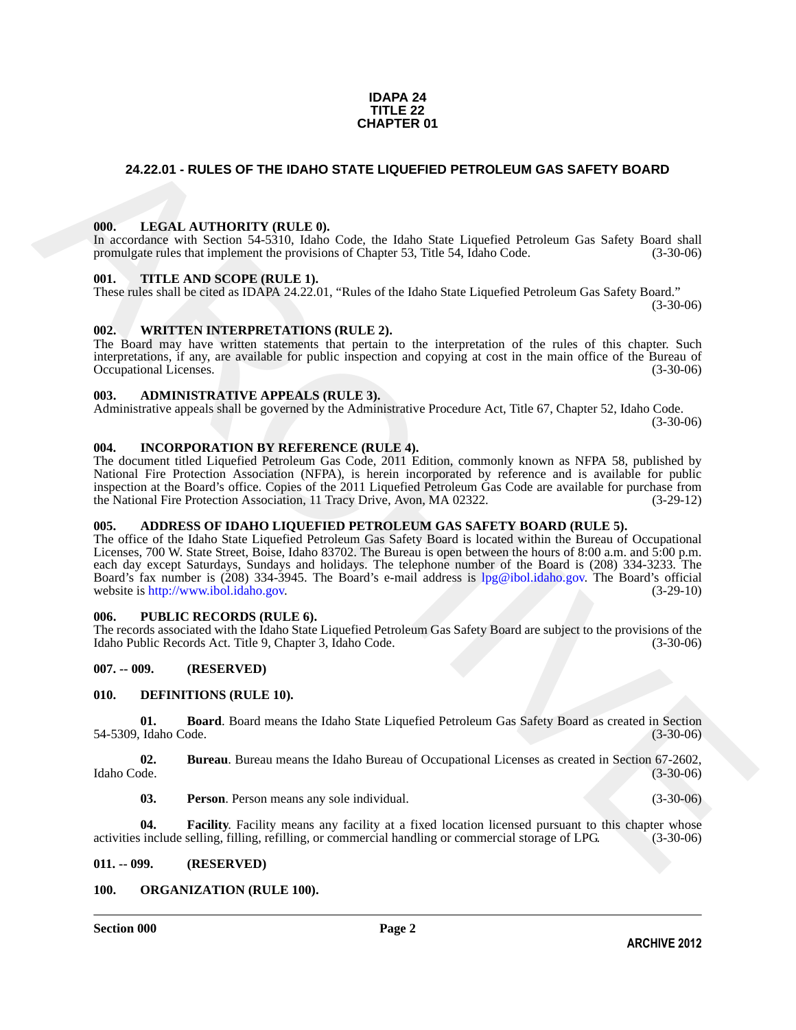**IDAPA 24**
**TITLE 22**
**CHAPTER 01**

# 24.22.01 - RULES OF THE IDAHO STATE LIQUEFIED PETROLEUM GAS SAFETY BOARD

**000. LEGAL AUTHORITY (RULE 0).**
In accordance with Section 54-5310, Idaho Code, the Idaho State Liquefied Petroleum Gas Safety Board shall promulgate rules that implement the provisions of Chapter 53, Title 54, Idaho Code. (3-30-06)

**001. TITLE AND SCOPE (RULE 1).**
These rules shall be cited as IDAPA 24.22.01, "Rules of the Idaho State Liquefied Petroleum Gas Safety Board." (3-30-06)

**002. WRITTEN INTERPRETATIONS (RULE 2).**
The Board may have written statements that pertain to the interpretation of the rules of this chapter. Such interpretations, if any, are available for public inspection and copying at cost in the main office of the Bureau of Occupational Licenses. (3-30-06)

**003. ADMINISTRATIVE APPEALS (RULE 3).**
Administrative appeals shall be governed by the Administrative Procedure Act, Title 67, Chapter 52, Idaho Code. (3-30-06)

**004. INCORPORATION BY REFERENCE (RULE 4).**
The document titled Liquefied Petroleum Gas Code, 2011 Edition, commonly known as NFPA 58, published by National Fire Protection Association (NFPA), is herein incorporated by reference and is available for public inspection at the Board's office. Copies of the 2011 Liquefied Petroleum Gas Code are available for purchase from the National Fire Protection Association, 11 Tracy Drive, Avon, MA 02322. (3-29-12)

**005. ADDRESS OF IDAHO LIQUEFIED PETROLEUM GAS SAFETY BOARD (RULE 5).**
The office of the Idaho State Liquefied Petroleum Gas Safety Board is located within the Bureau of Occupational Licenses, 700 W. State Street, Boise, Idaho 83702. The Bureau is open between the hours of 8:00 a.m. and 5:00 p.m. each day except Saturdays, Sundays and holidays. The telephone number of the Board is (208) 334-3233. The Board's fax number is (208) 334-3945. The Board's e-mail address is lpg@ibol.idaho.gov. The Board's official website is http://www.ibol.idaho.gov. (3-29-10)

**006. PUBLIC RECORDS (RULE 6).**
The records associated with the Idaho State Liquefied Petroleum Gas Safety Board are subject to the provisions of the Idaho Public Records Act. Title 9, Chapter 3, Idaho Code. (3-30-06)

**007. -- 009. (RESERVED)**

**010. DEFINITIONS (RULE 10).**

**01. Board**. Board means the Idaho State Liquefied Petroleum Gas Safety Board as created in Section 54-5309, Idaho Code. (3-30-06)

**02. Bureau**. Bureau means the Idaho Bureau of Occupational Licenses as created in Section 67-2602, Idaho Code. (3-30-06)

**03. Person**. Person means any sole individual. (3-30-06)

**04. Facility**. Facility means any facility at a fixed location licensed pursuant to this chapter whose activities include selling, filling, refilling, or commercial handling or commercial storage of LPG. (3-30-06)

**011. -- 099. (RESERVED)**

**100. ORGANIZATION (RULE 100).**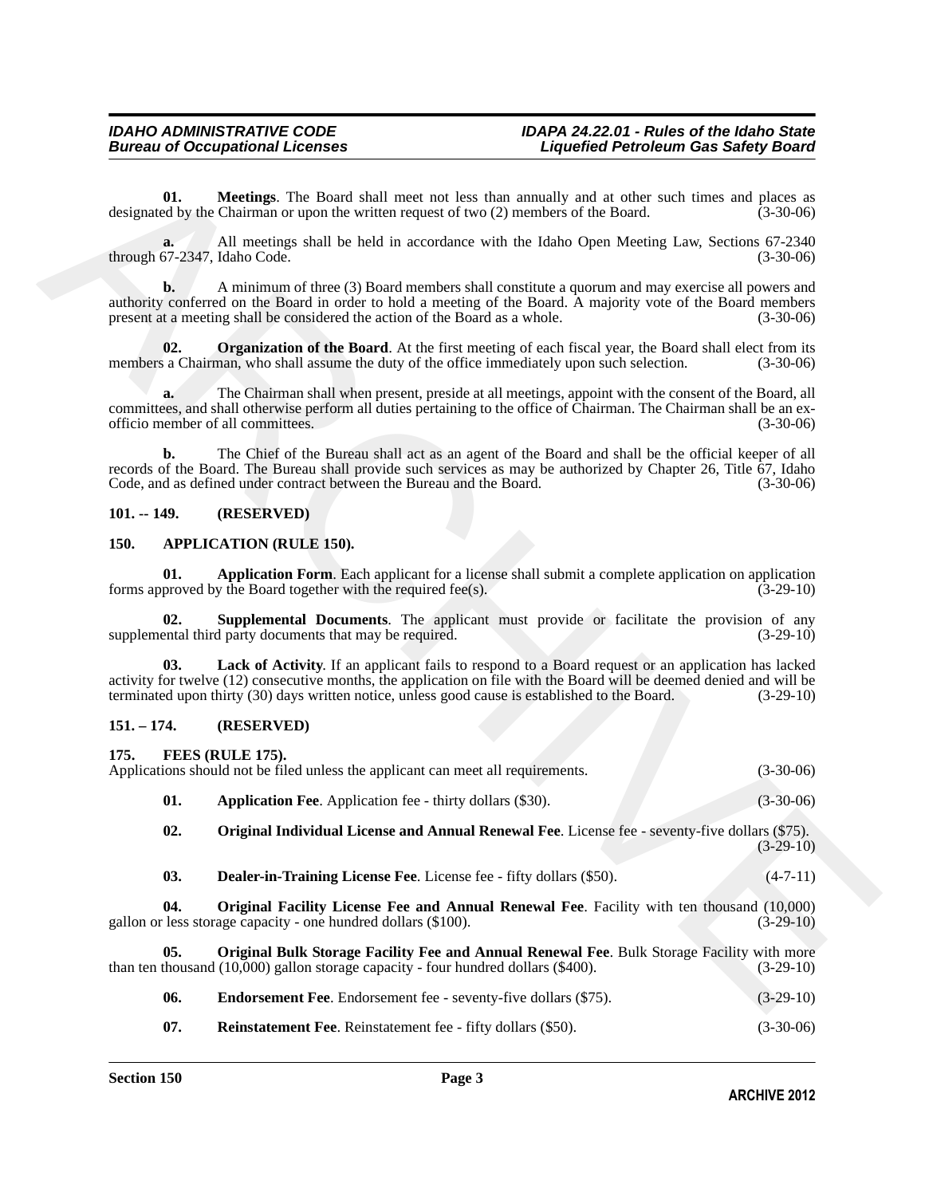**01. Meetings**. The Board shall meet not less than annually and at other such times and places as designated by the Chairman or upon the written request of two (2) members of the Board. (3-30-06)

**a.** All meetings shall be held in accordance with the Idaho Open Meeting Law, Sections 67-2340 through 67-2347, Idaho Code. (3-30-06)

**b.** A minimum of three (3) Board members shall constitute a quorum and may exercise all powers and authority conferred on the Board in order to hold a meeting of the Board. A majority vote of the Board members present at a meeting shall be considered the action of the Board as a whole. (3-30-06)

**02. Organization of the Board**. At the first meeting of each fiscal year, the Board shall elect from its members a Chairman, who shall assume the duty of the office immediately upon such selection. (3-30-06)

**a.** The Chairman shall when present, preside at all meetings, appoint with the consent of the Board, all committees, and shall otherwise perform all duties pertaining to the office of Chairman. The Chairman shall be an ex-officio member of all committees. (3-30-06)

**b.** The Chief of the Bureau shall act as an agent of the Board and shall be the official keeper of all records of the Board. The Bureau shall provide such services as may be authorized by Chapter 26, Title 67, Idaho Code, and as defined under contract between the Bureau and the Board. (3-30-06)

## 101. -- 149. (RESERVED)

## 150. APPLICATION (RULE 150).

**01. Application Form**. Each applicant for a license shall submit a complete application on application forms approved by the Board together with the required fee(s). (3-29-10)

**02. Supplemental Documents**. The applicant must provide or facilitate the provision of any supplemental third party documents that may be required. (3-29-10)

**03. Lack of Activity**. If an applicant fails to respond to a Board request or an application has lacked activity for twelve (12) consecutive months, the application on file with the Board will be deemed denied and will be terminated upon thirty (30) days written notice, unless good cause is established to the Board. (3-29-10)

## 151. – 174. (RESERVED)

## 175. FEES (RULE 175).

Applications should not be filed unless the applicant can meet all requirements. (3-30-06)

**01. Application Fee**. Application fee - thirty dollars ($30). (3-30-06)

**02. Original Individual License and Annual Renewal Fee**. License fee - seventy-five dollars ($75). (3-29-10)

**03. Dealer-in-Training License Fee**. License fee - fifty dollars ($50). (4-7-11)

**04. Original Facility License Fee and Annual Renewal Fee**. Facility with ten thousand (10,000) gallon or less storage capacity - one hundred dollars ($100). (3-29-10)

**05. Original Bulk Storage Facility Fee and Annual Renewal Fee**. Bulk Storage Facility with more than ten thousand (10,000) gallon storage capacity - four hundred dollars ($400). (3-29-10)

**06. Endorsement Fee**. Endorsement fee - seventy-five dollars ($75). (3-29-10)

**07. Reinstatement Fee**. Reinstatement fee - fifty dollars ($50). (3-30-06)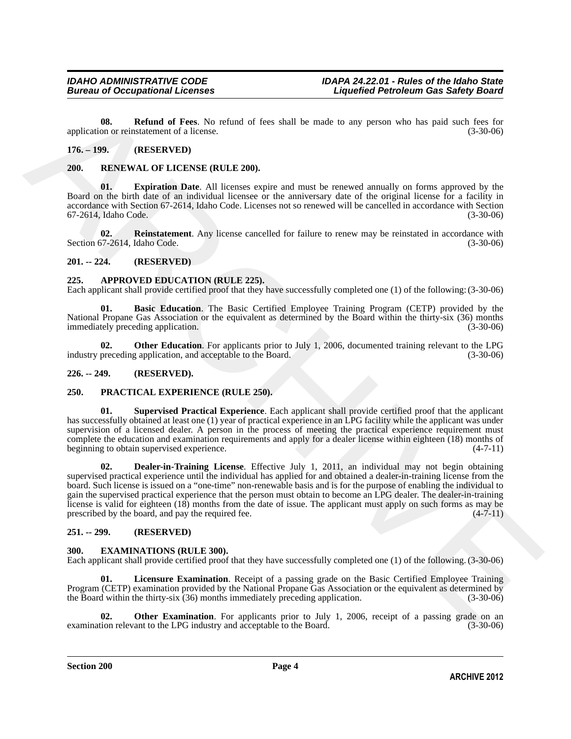**08. Refund of Fees**. No refund of fees shall be made to any person who has paid such fees for application or reinstatement of a license. (3-30-06)

## 176. – 199. (RESERVED)

## 200. RENEWAL OF LICENSE (RULE 200).

**01. Expiration Date**. All licenses expire and must be renewed annually on forms approved by the Board on the birth date of an individual licensee or the anniversary date of the original license for a facility in accordance with Section 67-2614, Idaho Code. Licenses not so renewed will be cancelled in accordance with Section 67-2614, Idaho Code. (3-30-06)

**02. Reinstatement**. Any license cancelled for failure to renew may be reinstated in accordance with Section 67-2614, Idaho Code. (3-30-06)

## 201. -- 224. (RESERVED)

## 225. APPROVED EDUCATION (RULE 225).

Each applicant shall provide certified proof that they have successfully completed one (1) of the following: (3-30-06)

**01. Basic Education**. The Basic Certified Employee Training Program (CETP) provided by the National Propane Gas Association or the equivalent as determined by the Board within the thirty-six (36) months immediately preceding application. (3-30-06)

**02. Other Education**. For applicants prior to July 1, 2006, documented training relevant to the LPG industry preceding application, and acceptable to the Board. (3-30-06)

## 226. -- 249. (RESERVED).

## 250. PRACTICAL EXPERIENCE (RULE 250).

**01. Supervised Practical Experience**. Each applicant shall provide certified proof that the applicant has successfully obtained at least one (1) year of practical experience in an LPG facility while the applicant was under supervision of a licensed dealer. A person in the process of meeting the practical experience requirement must complete the education and examination requirements and apply for a dealer license within eighteen (18) months of beginning to obtain supervised experience. (4-7-11)

**02. Dealer-in-Training License**. Effective July 1, 2011, an individual may not begin obtaining supervised practical experience until the individual has applied for and obtained a dealer-in-training license from the board. Such license is issued on a "one-time" non-renewable basis and is for the purpose of enabling the individual to gain the supervised practical experience that the person must obtain to become an LPG dealer. The dealer-in-training license is valid for eighteen (18) months from the date of issue. The applicant must apply on such forms as may be prescribed by the board, and pay the required fee. (4-7-11)

## 251. -- 299. (RESERVED)

## 300. EXAMINATIONS (RULE 300).

Each applicant shall provide certified proof that they have successfully completed one (1) of the following. (3-30-06)

**01. Licensure Examination**. Receipt of a passing grade on the Basic Certified Employee Training Program (CETP) examination provided by the National Propane Gas Association or the equivalent as determined by the Board within the thirty-six (36) months immediately preceding application. (3-30-06)

**02. Other Examination**. For applicants prior to July 1, 2006, receipt of a passing grade on an examination relevant to the LPG industry and acceptable to the Board. (3-30-06)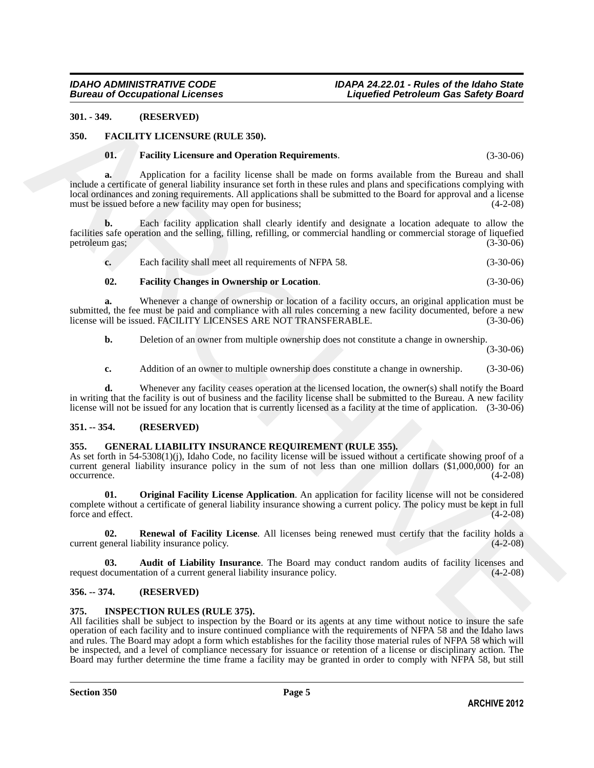**301. - 349. (RESERVED)**

**350. FACILITY LICENSURE (RULE 350).**

**01. Facility Licensure and Operation Requirements**. (3-30-06)

**a.** Application for a facility license shall be made on forms available from the Bureau and shall include a certificate of general liability insurance set forth in these rules and plans and specifications complying with local ordinances and zoning requirements. All applications shall be submitted to the Board for approval and a license must be issued before a new facility may open for business; (4-2-08)

**b.** Each facility application shall clearly identify and designate a location adequate to allow the facilities safe operation and the selling, filling, refilling, or commercial handling or commercial storage of liquefied petroleum gas; (3-30-06)

**c.** Each facility shall meet all requirements of NFPA 58. (3-30-06)

**02. Facility Changes in Ownership or Location**. (3-30-06)

**a.** Whenever a change of ownership or location of a facility occurs, an original application must be submitted, the fee must be paid and compliance with all rules concerning a new facility documented, before a new license will be issued. FACILITY LICENSES ARE NOT TRANSFERABLE. (3-30-06)

**b.** Deletion of an owner from multiple ownership does not constitute a change in ownership. (3-30-06)

**c.** Addition of an owner to multiple ownership does constitute a change in ownership. (3-30-06)

**d.** Whenever any facility ceases operation at the licensed location, the owner(s) shall notify the Board in writing that the facility is out of business and the facility license shall be submitted to the Bureau. A new facility license will not be issued for any location that is currently licensed as a facility at the time of application. (3-30-06)

**351. -- 354. (RESERVED)**

**355. GENERAL LIABILITY INSURANCE REQUIREMENT (RULE 355).**

As set forth in 54-5308(1)(j), Idaho Code, no facility license will be issued without a certificate showing proof of a current general liability insurance policy in the sum of not less than one million dollars ($1,000,000) for an occurrence. (4-2-08)

**01. Original Facility License Application**. An application for facility license will not be considered complete without a certificate of general liability insurance showing a current policy. The policy must be kept in full force and effect. (4-2-08)

**02. Renewal of Facility License**. All licenses being renewed must certify that the facility holds a current general liability insurance policy. (4-2-08)

**03. Audit of Liability Insurance**. The Board may conduct random audits of facility licenses and request documentation of a current general liability insurance policy. (4-2-08)

**356. -- 374. (RESERVED)**

**375. INSPECTION RULES (RULE 375).**

All facilities shall be subject to inspection by the Board or its agents at any time without notice to insure the safe operation of each facility and to insure continued compliance with the requirements of NFPA 58 and the Idaho laws and rules. The Board may adopt a form which establishes for the facility those material rules of NFPA 58 which will be inspected, and a level of compliance necessary for issuance or retention of a license or disciplinary action. The Board may further determine the time frame a facility may be granted in order to comply with NFPA 58, but still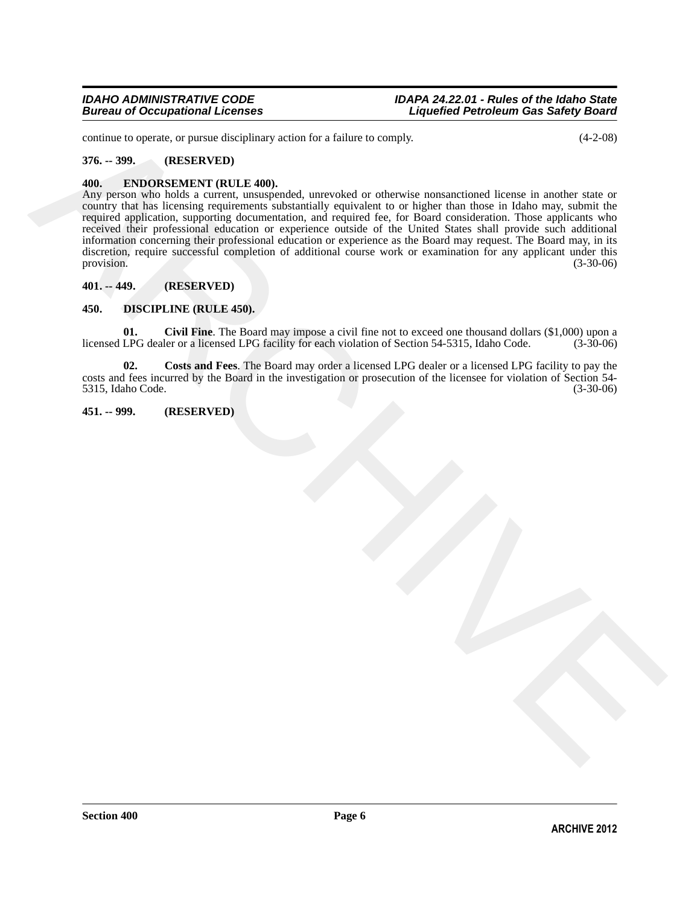continue to operate, or pursue disciplinary action for a failure to comply. (4-2-08)

**376. -- 399. (RESERVED)**

**400. ENDORSEMENT (RULE 400).**

Any person who holds a current, unsuspended, unrevoked or otherwise nonsanctioned license in another state or country that has licensing requirements substantially equivalent to or higher than those in Idaho may, submit the required application, supporting documentation, and required fee, for Board consideration. Those applicants who received their professional education or experience outside of the United States shall provide such additional information concerning their professional education or experience as the Board may request. The Board may, in its discretion, require successful completion of additional course work or examination for any applicant under this provision. (3-30-06)

**401. -- 449. (RESERVED)**

**450. DISCIPLINE (RULE 450).**

**01. Civil Fine**. The Board may impose a civil fine not to exceed one thousand dollars ($1,000) upon a licensed LPG dealer or a licensed LPG facility for each violation of Section 54-5315, Idaho Code. (3-30-06)

**02. Costs and Fees**. The Board may order a licensed LPG dealer or a licensed LPG facility to pay the costs and fees incurred by the Board in the investigation or prosecution of the licensee for violation of Section 54-5315, Idaho Code. (3-30-06)

**451. -- 999. (RESERVED)**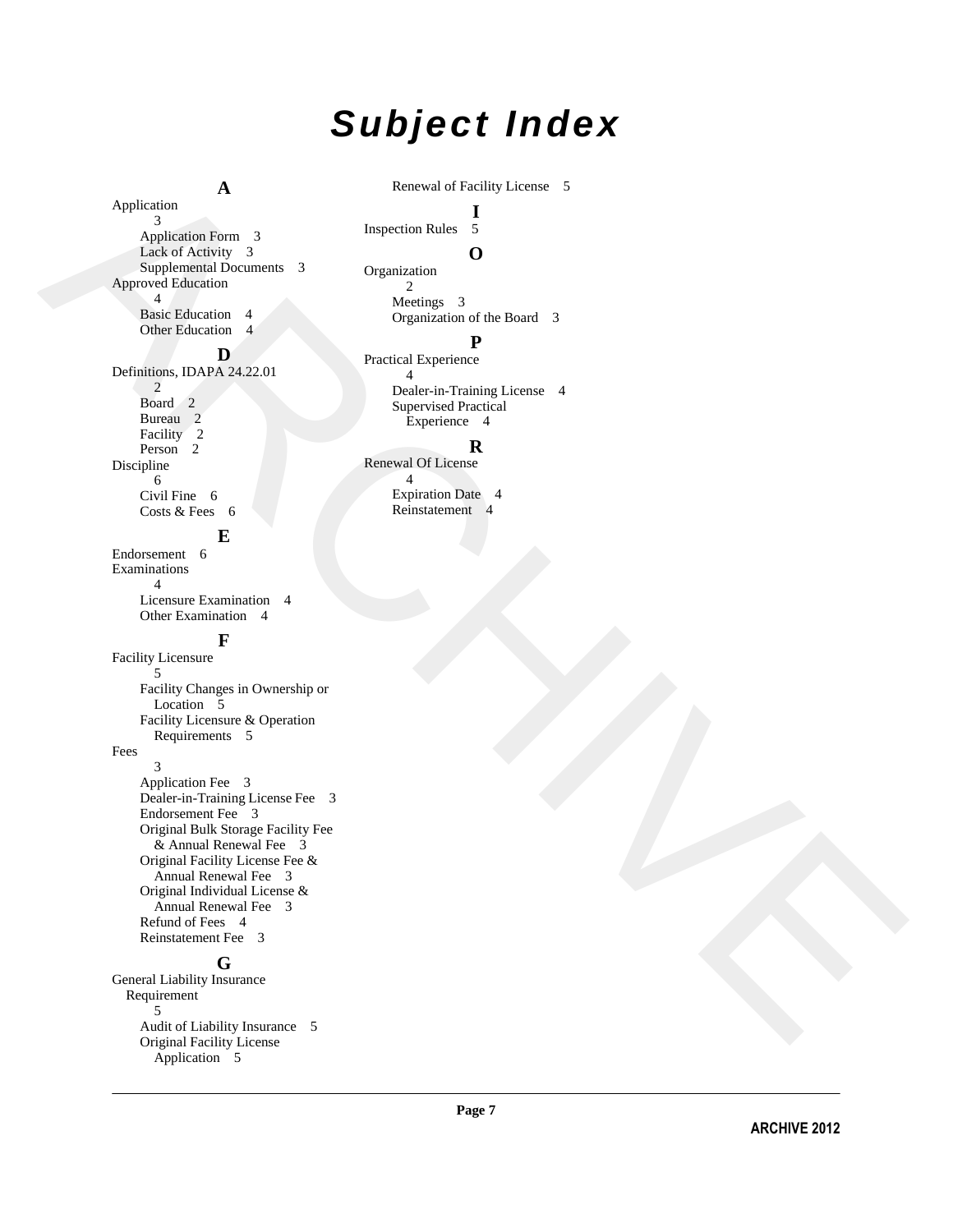# Subject Index

**A**

Application
- 3
- Application Form 3
- Lack of Activity 3
- Supplemental Documents 3

Approved Education
- 4
- Basic Education 4
- Other Education 4

**D**

Definitions, IDAPA 24.22.01
- 2
- Board 2
- Bureau 2
- Facility 2
- Person 2

Discipline
- 6
- Civil Fine 6
- Costs & Fees 6

**E**

Endorsement 6

Examinations
- 4
- Licensure Examination 4
- Other Examination 4

**F**

Facility Licensure
- 5
- Facility Changes in Ownership or Location 5
- Facility Licensure & Operation Requirements 5

Fees
- 3
- Application Fee 3
- Dealer-in-Training License Fee 3
- Endorsement Fee 3
- Original Bulk Storage Facility Fee & Annual Renewal Fee 3
- Original Facility License Fee & Annual Renewal Fee 3
- Original Individual License & Annual Renewal Fee 3
- Refund of Fees 4
- Reinstatement Fee 3

**G**

General Liability Insurance Requirement
- 5
- Audit of Liability Insurance 5
- Original Facility License Application 5
- Renewal of Facility License 5

**I**

Inspection Rules 5

**O**

Organization
- 2
- Meetings 3
- Organization of the Board 3

**P**

Practical Experience
- 4
- Dealer-in-Training License 4
- Supervised Practical Experience 4

**R**

Renewal Of License
- 4
- Expiration Date 4
- Reinstatement 4